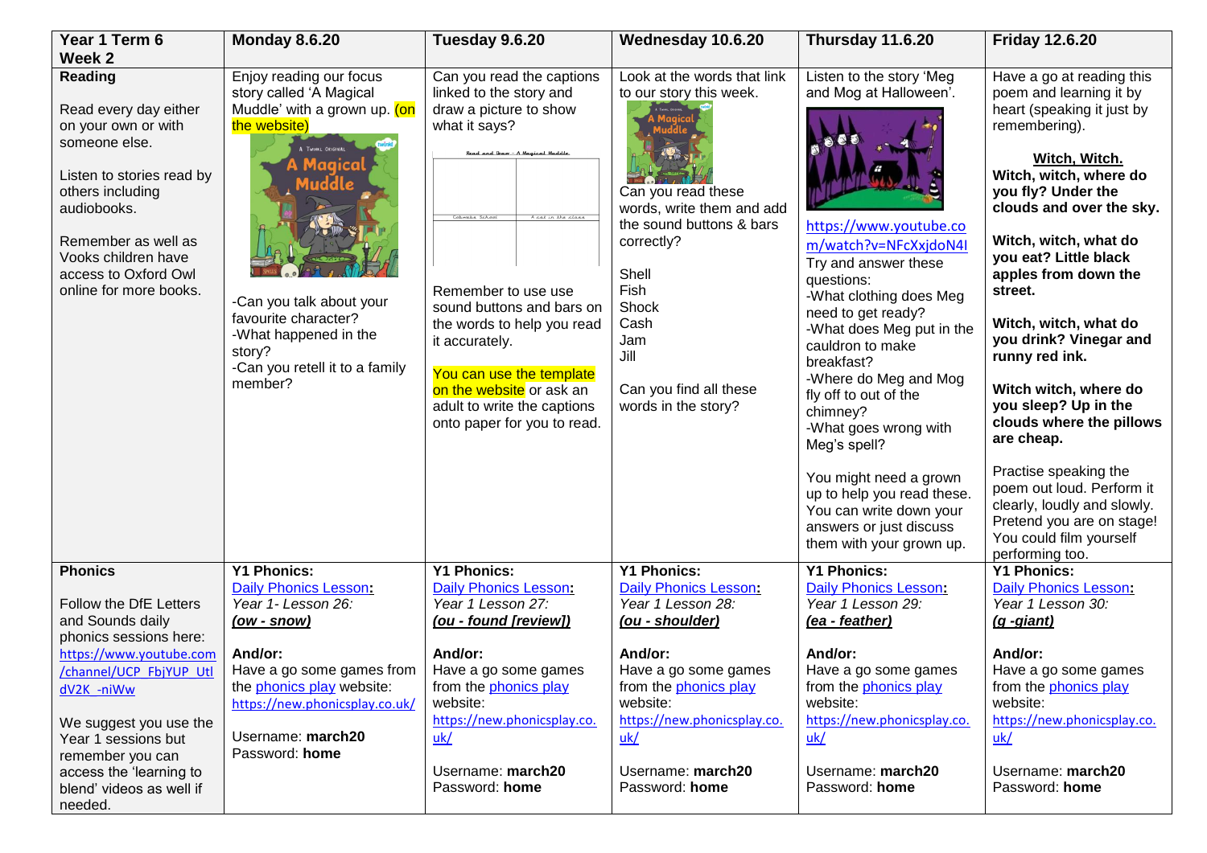| Year 1 Term 6 Week 2 | Monday 8.6.20 | Tuesday 9.6.20 | Wednesday 10.6.20 | Thursday 11.6.20 | Friday 12.6.20 |
|---|---|---|---|---|---|
| **Reading**<br><br>Read every day either on your own or with someone else.<br><br>Listen to stories read by others including audiobooks.<br><br>Remember as well as Vooks children have access to Oxford Owl online for more books. | Enjoy reading our focus story called 'A Magical Muddle' with a grown up. (on the website)<br><br>-Can you talk about your favourite character?<br>-What happened in the story?<br>-Can you retell it to a family member? | Can you read the captions linked to the story and draw a picture to show what it says?<br><br>Remember to use use sound buttons and bars on the words to help you read it accurately.<br><br>You can use the template on the website or ask an adult to write the captions onto paper for you to read. | Look at the words that link to our story this week.<br><br>Can you read these words, write them and add the sound buttons & bars correctly?<br><br>Shell<br>Fish<br>Shock<br>Cash<br>Jam<br>Jill<br><br>Can you find all these words in the story? | Listen to the story 'Meg and Mog at Halloween'.<br><br>https://www.youtube.com/watch?v=NFcXxjdoN4I<br>Try and answer these questions:<br>-What clothing does Meg need to get ready?<br>-What does Meg put in the cauldron to make breakfast?<br>-Where do Meg and Mog fly off to out of the chimney?<br>-What goes wrong with Meg's spell?<br><br>You might need a grown up to help you read these. You can write down your answers or just discuss them with your grown up. | Have a go at reading this poem and learning it by heart (speaking it just by remembering).<br><br>**Witch, Witch.**<br>**Witch, witch, where do you fly? Under the clouds and over the sky.**<br><br>**Witch, witch, what do you eat? Little black apples from down the street.**<br><br>**Witch, witch, what do you drink? Vinegar and runny red ink.**<br><br>**Witch witch, where do you sleep? Up in the clouds where the pillows are cheap.**<br><br>Practise speaking the poem out loud. Perform it clearly, loudly and slowly. Pretend you are on stage! You could film yourself performing too. |
| **Phonics**<br><br>Follow the DfE Letters and Sounds daily phonics sessions here:<br>https://www.youtube.com/channel/UCP_FbjYUP_UtldV2K_-niWw<br><br>We suggest you use the Year 1 sessions but remember you can access the 'learning to blend' videos as well if needed. | **Y1 Phonics:**<br>Daily Phonics Lesson**:**<br>*Year 1- Lesson 26:*<br>***(ow - snow)***<br><br>**And/or:**<br>Have a go some games from the phonics play website:<br>https://new.phonicsplay.co.uk/<br><br>Username: **march20**<br>Password: **home** | **Y1 Phonics:**<br>Daily Phonics Lesson**:**<br>*Year 1 Lesson 27:*<br>***(ou - found [review])***<br><br>**And/or:**<br>Have a go some games from the phonics play website:<br>https://new.phonicsplay.co.uk/<br><br>Username: **march20**<br>Password: **home** | **Y1 Phonics:**<br>Daily Phonics Lesson**:**<br>*Year 1 Lesson 28:*<br>***(ou - shoulder)***<br><br>**And/or:**<br>Have a go some games from the phonics play website:<br>https://new.phonicsplay.co.uk/<br><br>Username: **march20**<br>Password: **home** | **Y1 Phonics:**<br>Daily Phonics Lesson**:**<br>*Year 1 Lesson 29:*<br>***(ea - feather)***<br><br>**And/or:**<br>Have a go some games from the phonics play website:<br>https://new.phonicsplay.co.uk/<br><br>Username: **march20**<br>Password: **home** | **Y1 Phonics:**<br>Daily Phonics Lesson**:**<br>*Year 1 Lesson 30:*<br>***(g -giant)***<br><br>**And/or:**<br>Have a go some games from the phonics play website:<br>https://new.phonicsplay.co.uk/<br><br>Username: **march20**<br>Password: **home** |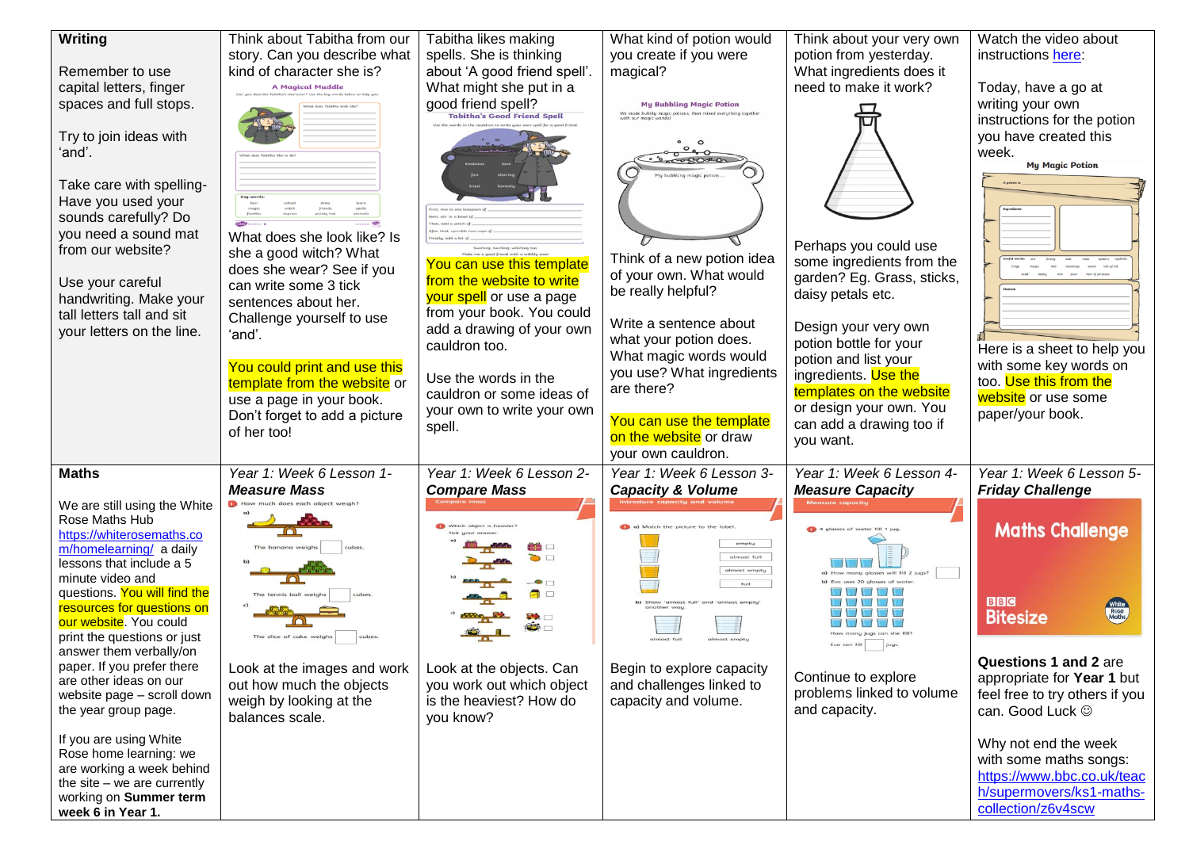| **Writing** | | | | | |
|---|---|---|---|---|---|
| Remember to use capital letters, finger spaces and full stops.<br><br>Try to join ideas with 'and'.<br><br>Take care with spelling- Have you used your sounds carefully? Do you need a sound mat from our website?<br><br>Use your careful handwriting. Make your tall letters tall and sit your letters on the line. | Think about Tabitha from our story. Can you describe what kind of character she is?<br><br>What does she look like? Is she a good witch? What does she wear? See if you can write some 3 tick sentences about her. Challenge yourself to use 'and'.<br><br>You could print and use this template from the website or use a page in your book. Don't forget to add a picture of her too! | Tabitha likes making spells. She is thinking about 'A good friend spell'. What might she put in a good friend spell?<br><br>You can use this template from the website to write your spell or use a page from your book. You could add a drawing of your own cauldron too.<br><br>Use the words in the cauldron or some ideas of your own to write your own spell. | What kind of potion would you create if you were magical?<br><br>Think of a new potion idea of your own. What would be really helpful?<br><br>Write a sentence about what your potion does. What magic words would you use? What ingredients are there?<br><br>You can use the template on the website or draw your own cauldron. | Think about your very own potion from yesterday. What ingredients does it need to make it work?<br><br>Perhaps you could use some ingredients from the garden? Eg. Grass, sticks, daisy petals etc.<br><br>Design your very own potion bottle for your potion and list your ingredients. Use the templates on the website or design your own. You can add a drawing too if you want. | Watch the video about instructions here:<br><br>Today, have a go at writing your own instructions for the potion you have created this week.<br><br>Here is a sheet to help you with some key words on too. Use this from the website or use some paper/your book. |
| **Maths**<br><br>We are still using the White Rose Maths Hub https://whiterosemaths.com/homelearning/ a daily lessons that include a 5 minute video and questions. You will find the resources for questions on our website. You could print the questions or just answer them verbally/on paper. If you prefer there are other ideas on our website page – scroll down the year group page.<br><br>If you are using White Rose home learning: we are working a week behind the site – we are currently working on **Summer term week 6 in Year 1.** | *Year 1: Week 6 Lesson 1-* ***Measure Mass***<br><br>Look at the images and work out how much the objects weigh by looking at the balances scale. | *Year 1: Week 6 Lesson 2-* ***Compare Mass***<br><br>Look at the objects. Can you work out which object is the heaviest? How do you know? | *Year 1: Week 6 Lesson 3-* ***Capacity & Volume***<br><br>Begin to explore capacity and challenges linked to capacity and volume. | *Year 1: Week 6 Lesson 4-* ***Measure Capacity***<br><br>Continue to explore problems linked to volume and capacity. | *Year 1: Week 6 Lesson 5-* ***Friday Challenge***<br><br>**Questions 1 and 2** are appropriate for **Year 1** but feel free to try others if you can. Good Luck ☺<br><br>Why not end the week with some maths songs: https://www.bbc.co.uk/teach/supermovers/ks1-maths-collection/z6v4scw |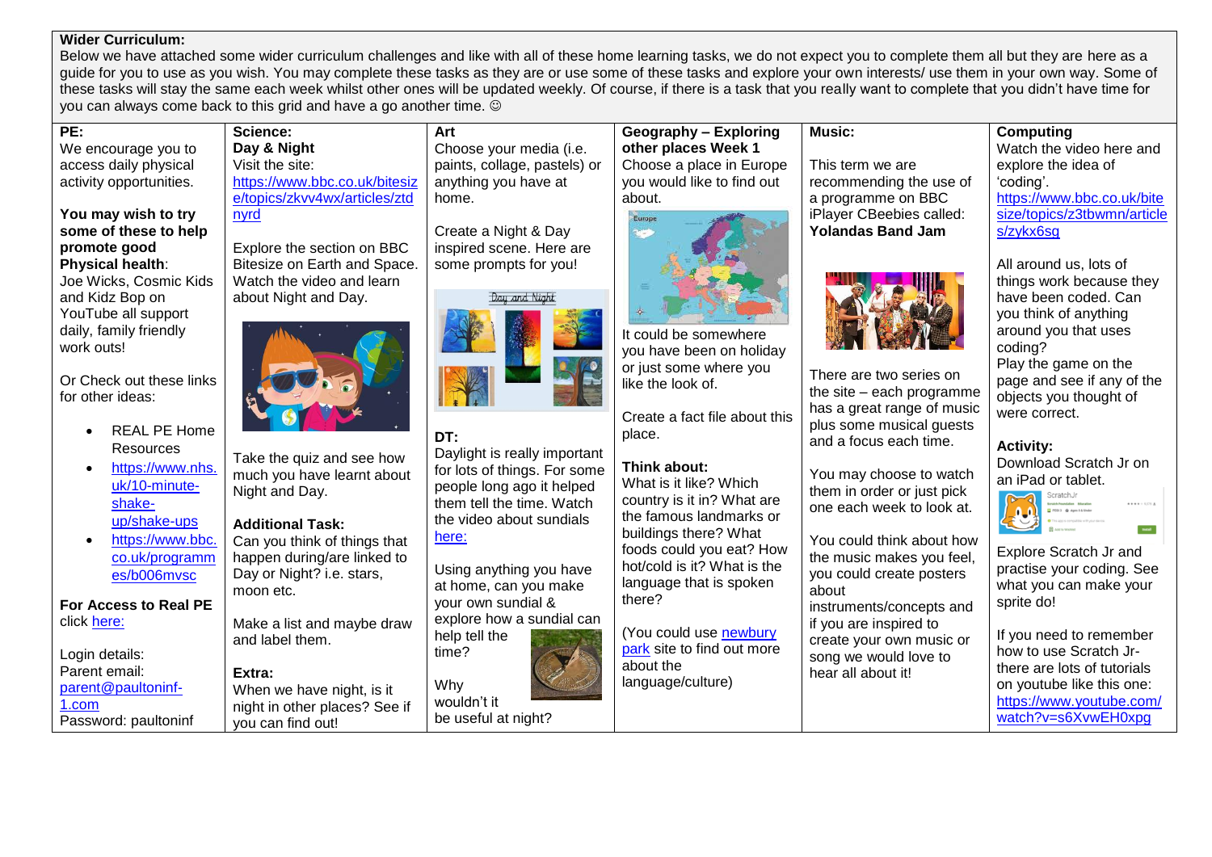**Wider Curriculum:**

Below we have attached some wider curriculum challenges and like with all of these home learning tasks, we do not expect you to complete them all but they are here as a guide for you to use as you wish. You may complete these tasks as they are or use some of these tasks and explore your own interests/ use them in your own way. Some of these tasks will stay the same each week whilst other ones will be updated weekly. Of course, if there is a task that you really want to complete that you didn't have time for you can always come back to this grid and have a go another time. ☺

**PE:**

We encourage you to access daily physical activity opportunities.

**You may wish to try some of these to help promote good Physical health**:

Joe Wicks, Cosmic Kids and Kidz Bop on YouTube all support daily, family friendly work outs!

Or Check out these links for other ideas:

- REAL PE Home Resources
- https://www.nhs.uk/10-minute-shake-up/shake-ups
- https://www.bbc.co.uk/programmes/b006mvsc

**For Access to Real PE** click here:

Login details:
Parent email: parent@paultoninf-1.com
Password: paultoninf

**Science:**

**Day & Night**

Visit the site: https://www.bbc.co.uk/bitesize/topics/zkvv4wx/articles/ztdnyrd

Explore the section on BBC Bitesize on Earth and Space. Watch the video and learn about Night and Day.

Take the quiz and see how much you have learnt about Night and Day.

**Additional Task:**

Can you think of things that happen during/are linked to Day or Night? i.e. stars, moon etc.

Make a list and maybe draw and label them.

**Extra:**

When we have night, is it night in other places? See if you can find out!

**Art**

Choose your media (i.e. paints, collage, pastels) or anything you have at home.

Create a Night & Day inspired scene. Here are some prompts for you!

Day and Night

**DT:**

Daylight is really important for lots of things. For some people long ago it helped them tell the time. Watch the video about sundials here:

Using anything you have at home, can you make your own sundial & explore how a sundial can help tell the time?

Why wouldn't it be useful at night?

**Geography – Exploring other places Week 1**

Choose a place in Europe you would like to find out about.

It could be somewhere you have been on holiday or just some where you like the look of.

Create a fact file about this place.

**Think about:**

What is it like? Which country is it in? What are the famous landmarks or buildings there? What foods could you eat? How hot/cold is it? What is the language that is spoken there?

(You could use newbury park site to find out more about the language/culture)

**Music:**

This term we are recommending the use of a programme on BBC iPlayer CBeebies called: **Yolandas Band Jam**

There are two series on the site – each programme has a great range of music plus some musical guests and a focus each time.

You may choose to watch them in order or just pick one each week to look at.

You could think about how the music makes you feel, you could create posters about instruments/concepts and if you are inspired to create your own music or song we would love to hear all about it!

**Computing**

Watch the video here and explore the idea of 'coding'.

https://www.bbc.co.uk/bitesize/topics/z3tbwmn/articles/zykx6sg

All around us, lots of things work because they have been coded. Can you think of anything around you that uses coding?

Play the game on the page and see if any of the objects you thought of were correct.

**Activity:**

Download Scratch Jr on an iPad or tablet.

Explore Scratch Jr and practise your coding. See what you can make your sprite do!

If you need to remember how to use Scratch Jr- there are lots of tutorials on youtube like this one: https://www.youtube.com/watch?v=s6XvwEH0xpg